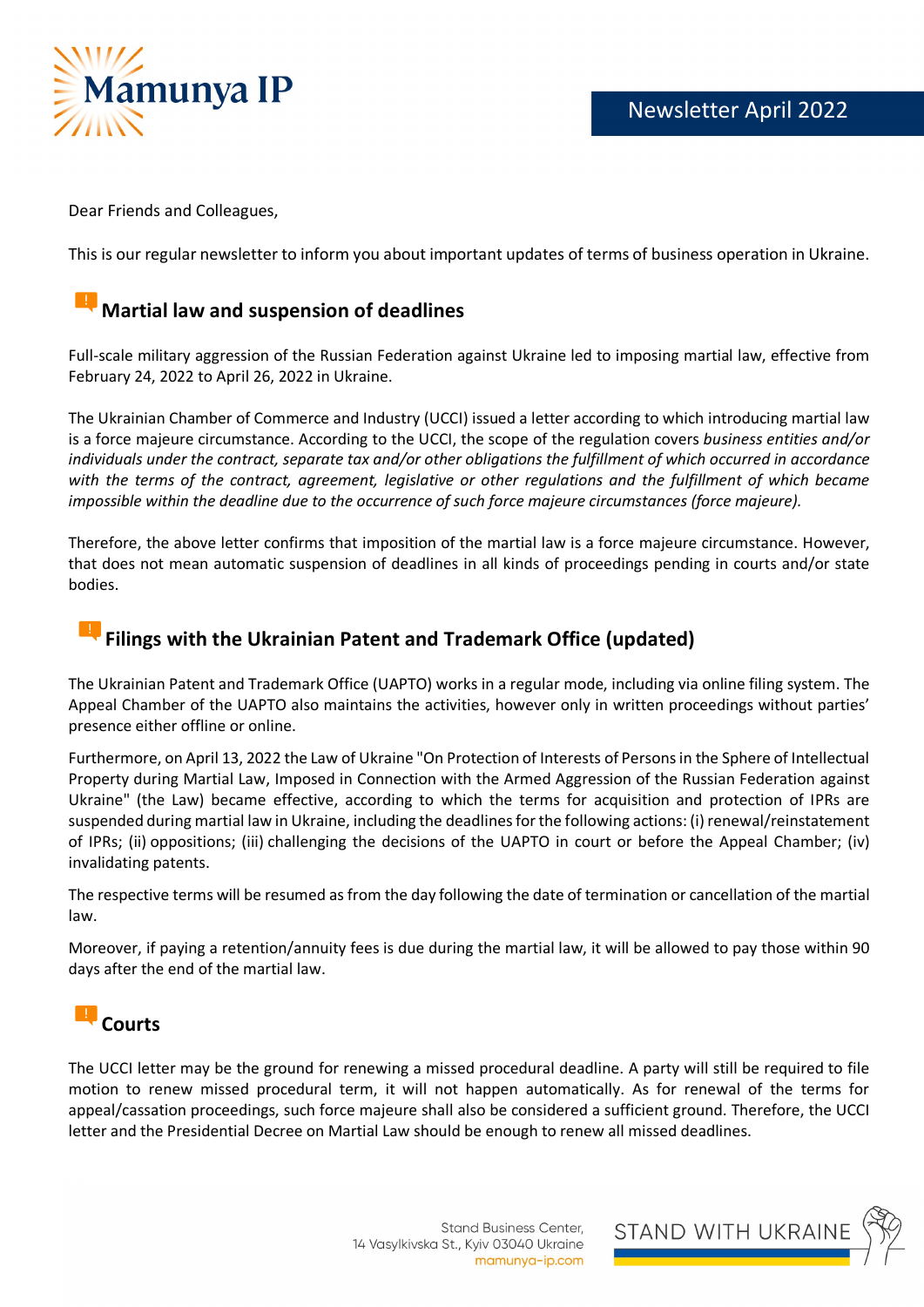Newsletter April 2022

Dear Friends and Colleagues,

This is our regular newsletter to inform you about important updates of terms of business operation in Ukraine.

## Martial law and suspension of deadlines

Full-scale military aggression of the Russian Federation against Ukraine led to imposing martial law, effective from February 24, 2022 to April 26, 2022 in Ukraine.

The Ukrainian Chamber of Commerce and Industry (UCCI) issued a letter according to which introducing martial law is a force majeure circumstance. According to the UCCI, the scope of the regulation covers *business entities and/or individuals under the contract, separate tax and/or other obligations the fulfillment of which occurred in accordance with the terms of the contract, agreement, legislative or other regulations and the fulfillment of which became impossible within the deadline due to the occurrence of such force majeure circumstances (force majeure).*

Therefore, the above letter confirms that imposition of the martial law is a force majeure circumstance. However, that does not mean automatic suspension of deadlines in all kinds of proceedings pending in courts and/or state bodies.

## Filings with the Ukrainian Patent and Trademark Office (updated)

The Ukrainian Patent and Trademark Office (UAPTO) works in a regular mode, including via online filing system. The Appeal Chamber of the UAPTO also maintains the activities, however only in written proceedings without parties' presence either offline or online.

Furthermore, on April 13, 2022 the Law of Ukraine "On Protection of Interests of Persons in the Sphere of Intellectual Property during Martial Law, Imposed in Connection with the Armed Aggression of the Russian Federation against Ukraine" (the Law) became effective, according to which the terms for acquisition and protection of IPRs are suspended during martial law in Ukraine, including the deadlines for the following actions: (i) renewal/reinstatement of IPRs; (ii) oppositions; (iii) challenging the decisions of the UAPTO in court or before the Appeal Chamber; (iv) invalidating patents.

The respective terms will be resumed as from the day following the date of termination or cancellation of the martial law.

Moreover, if paying a retention/annuity fees is due during the martial law, it will be allowed to pay those within 90 days after the end of the martial law.

## Courts

The UCCI letter may be the ground for renewing a missed procedural deadline. A party will still be required to file motion to renew missed procedural term, it will not happen automatically. As for renewal of the terms for appeal/cassation proceedings, such force majeure shall also be considered a sufficient ground. Therefore, the UCCI letter and the Presidential Decree on Martial Law should be enough to renew all missed deadlines.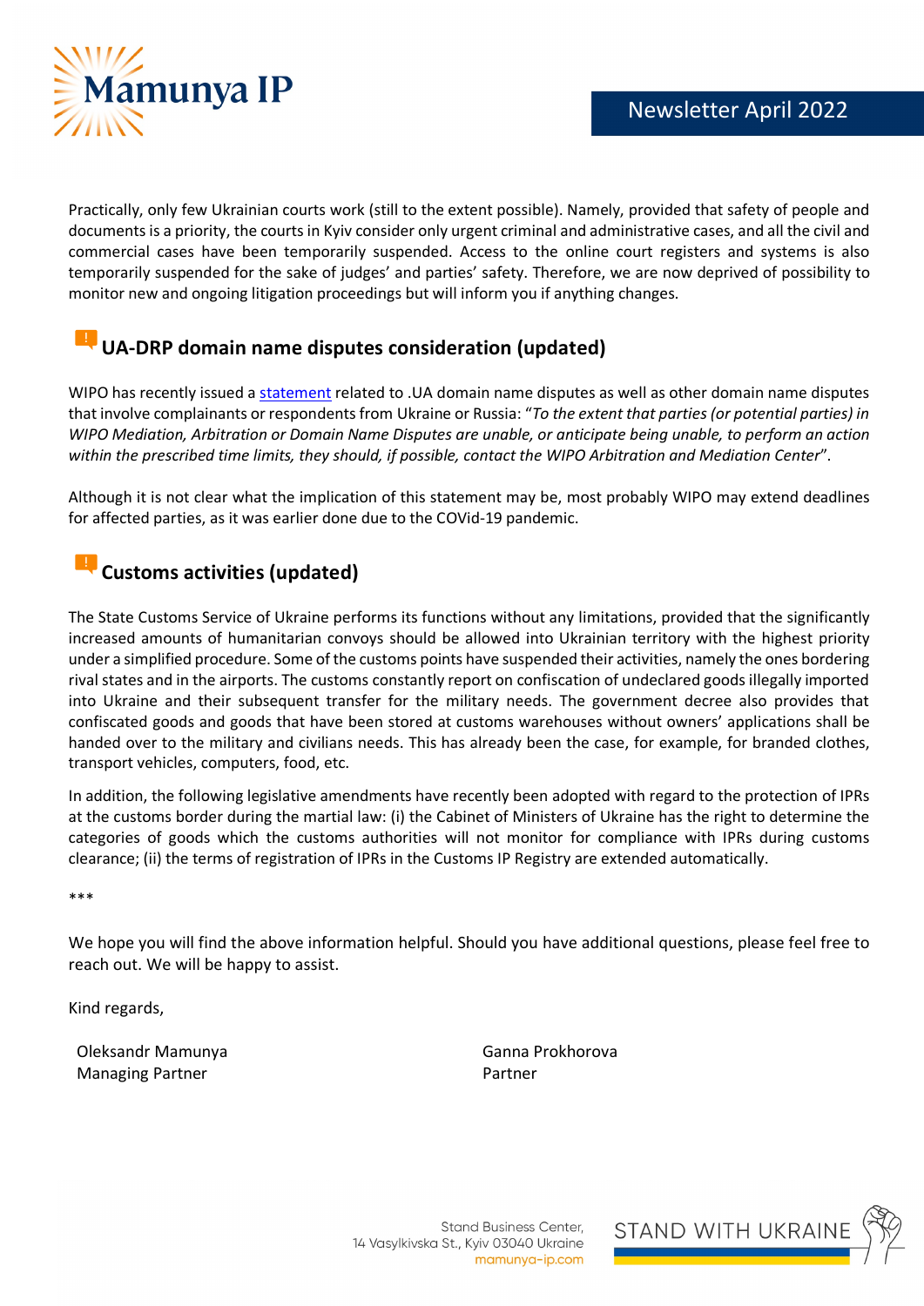Practically, only few Ukrainian courts work (still to the extent possible). Namely, provided that safety of people and documents is a priority, the courts in Kyiv consider only urgent criminal and administrative cases, and all the civil and commercial cases have been temporarily suspended. Access to the online court registers and systems is also temporarily suspended for the sake of judges' and parties' safety. Therefore, we are now deprived of possibility to monitor new and ongoing litigation proceedings but will inform you if anything changes.

## UA-DRP domain name disputes consideration (updated)

WIPO has recently issued a statement related to .UA domain name disputes as well as other domain name disputes that involve complainants or respondents from Ukraine or Russia: "*To the extent that parties (or potential parties) in WIPO Mediation, Arbitration or Domain Name Disputes are unable, or anticipate being unable, to perform an action within the prescribed time limits, they should, if possible, contact the WIPO Arbitration and Mediation Center*".

Although it is not clear what the implication of this statement may be, most probably WIPO may extend deadlines for affected parties, as it was earlier done due to the COVid-19 pandemic.

## Customs activities (updated)

The State Customs Service of Ukraine performs its functions without any limitations, provided that the significantly increased amounts of humanitarian convoys should be allowed into Ukrainian territory with the highest priority under a simplified procedure. Some of the customs points have suspended their activities, namely the ones bordering rival states and in the airports. The customs constantly report on confiscation of undeclared goods illegally imported into Ukraine and their subsequent transfer for the military needs. The government decree also provides that confiscated goods and goods that have been stored at customs warehouses without owners' applications shall be handed over to the military and civilians needs. This has already been the case, for example, for branded clothes, transport vehicles, computers, food, etc.

In addition, the following legislative amendments have recently been adopted with regard to the protection of IPRs at the customs border during the martial law: (i) the Cabinet of Ministers of Ukraine has the right to determine the categories of goods which the customs authorities will not monitor for compliance with IPRs during customs clearance; (ii) the terms of registration of IPRs in the Customs IP Registry are extended automatically.

***

We hope you will find the above information helpful. Should you have additional questions, please feel free to reach out. We will be happy to assist.

Kind regards,

Oleksandr Mamunya
Managing Partner

Ganna Prokhorova
Partner

Stand Business Center,
14 Vasylkivska St., Kyiv 03040 Ukraine
mamunya-ip.com

STAND WITH UKRAINE